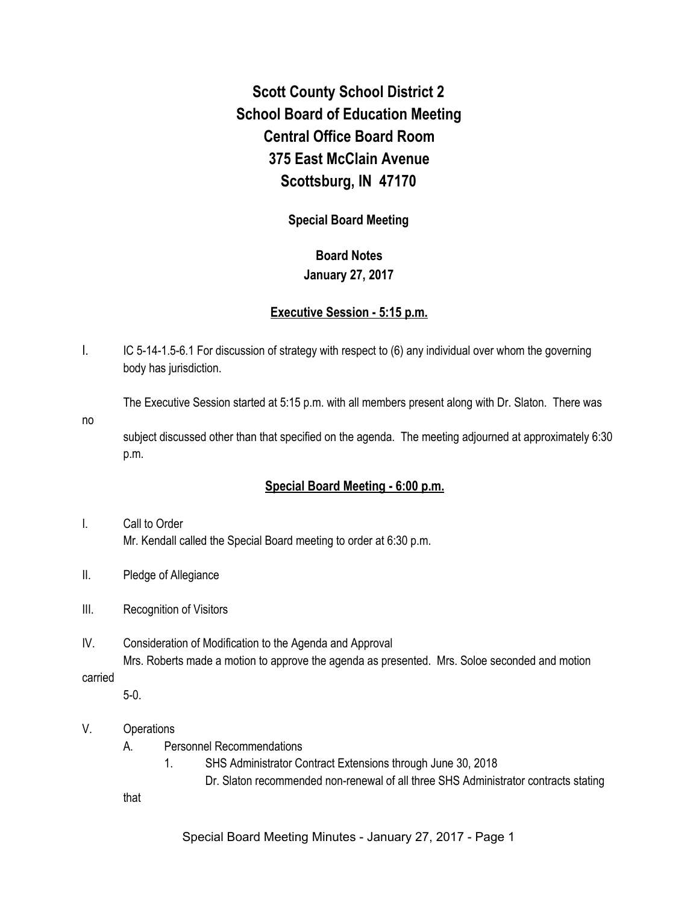# Scott County School District 2
# School Board of Education Meeting
# Central Office Board Room
# 375 East McClain Avenue
# Scottsburg, IN 47170

**Special Board Meeting**

**Board Notes**
**January 27, 2017**

## Executive Session - 5:15 p.m.

I. IC 5-14-1.5-6.1 For discussion of strategy with respect to (6) any individual over whom the governing body has jurisdiction.

The Executive Session started at 5:15 p.m. with all members present along with Dr. Slaton. There was no subject discussed other than that specified on the agenda. The meeting adjourned at approximately 6:30 p.m.

## Special Board Meeting - 6:00 p.m.

I. Call to Order
Mr. Kendall called the Special Board meeting to order at 6:30 p.m.

II. Pledge of Allegiance

III. Recognition of Visitors

IV. Consideration of Modification to the Agenda and Approval
Mrs. Roberts made a motion to approve the agenda as presented. Mrs. Soloe seconded and motion carried 5-0.

V. Operations
   A. Personnel Recommendations
      1. SHS Administrator Contract Extensions through June 30, 2018
      Dr. Slaton recommended non-renewal of all three SHS Administrator contracts stating that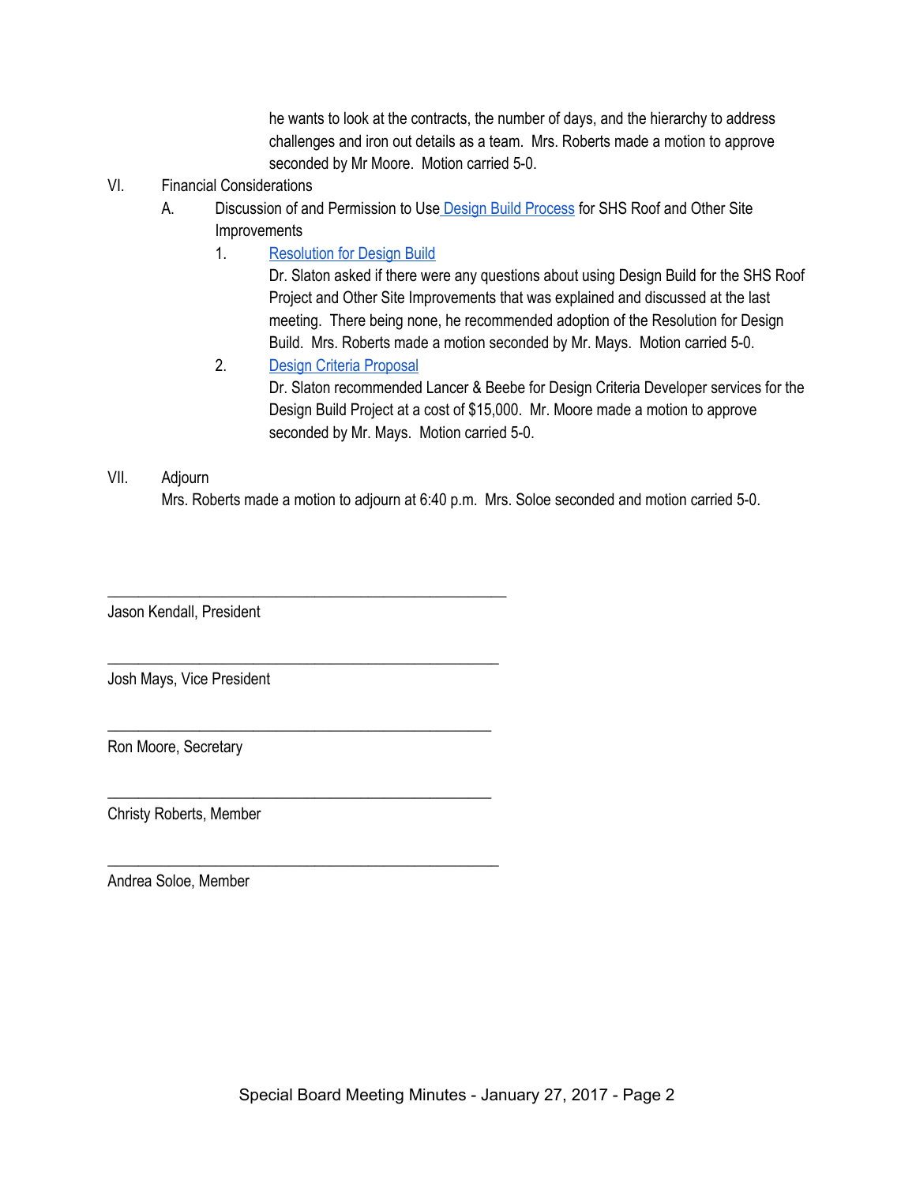he wants to look at the contracts, the number of days, and the hierarchy to address challenges and iron out details as a team. Mrs. Roberts made a motion to approve seconded by Mr Moore. Motion carried 5-0.

VI. Financial Considerations

A. Discussion of and Permission to Use Design Build Process for SHS Roof and Other Site Improvements

1. Resolution for Design Build

   Dr. Slaton asked if there were any questions about using Design Build for the SHS Roof Project and Other Site Improvements that was explained and discussed at the last meeting. There being none, he recommended adoption of the Resolution for Design Build. Mrs. Roberts made a motion seconded by Mr. Mays. Motion carried 5-0.

2. Design Criteria Proposal

   Dr. Slaton recommended Lancer & Beebe for Design Criteria Developer services for the Design Build Project at a cost of $15,000. Mr. Moore made a motion to approve seconded by Mr. Mays. Motion carried 5-0.

VII. Adjourn

Mrs. Roberts made a motion to adjourn at 6:40 p.m. Mrs. Soloe seconded and motion carried 5-0.

\_\_\_\_\_\_\_\_\_\_\_\_\_\_\_\_\_\_\_\_\_\_\_\_\_\_\_\_\_\_\_\_\_\_\_\_\_\_\_\_\_\_\_\_\_\_

Jason Kendall, President

\_\_\_\_\_\_\_\_\_\_\_\_\_\_\_\_\_\_\_\_\_\_\_\_\_\_\_\_\_\_\_\_\_\_\_\_\_\_\_\_\_\_\_\_\_\_

Josh Mays, Vice President

\_\_\_\_\_\_\_\_\_\_\_\_\_\_\_\_\_\_\_\_\_\_\_\_\_\_\_\_\_\_\_\_\_\_\_\_\_\_\_\_\_\_\_\_\_\_

Ron Moore, Secretary

\_\_\_\_\_\_\_\_\_\_\_\_\_\_\_\_\_\_\_\_\_\_\_\_\_\_\_\_\_\_\_\_\_\_\_\_\_\_\_\_\_\_\_\_\_\_

Christy Roberts, Member

\_\_\_\_\_\_\_\_\_\_\_\_\_\_\_\_\_\_\_\_\_\_\_\_\_\_\_\_\_\_\_\_\_\_\_\_\_\_\_\_\_\_\_\_\_\_

Andrea Soloe, Member